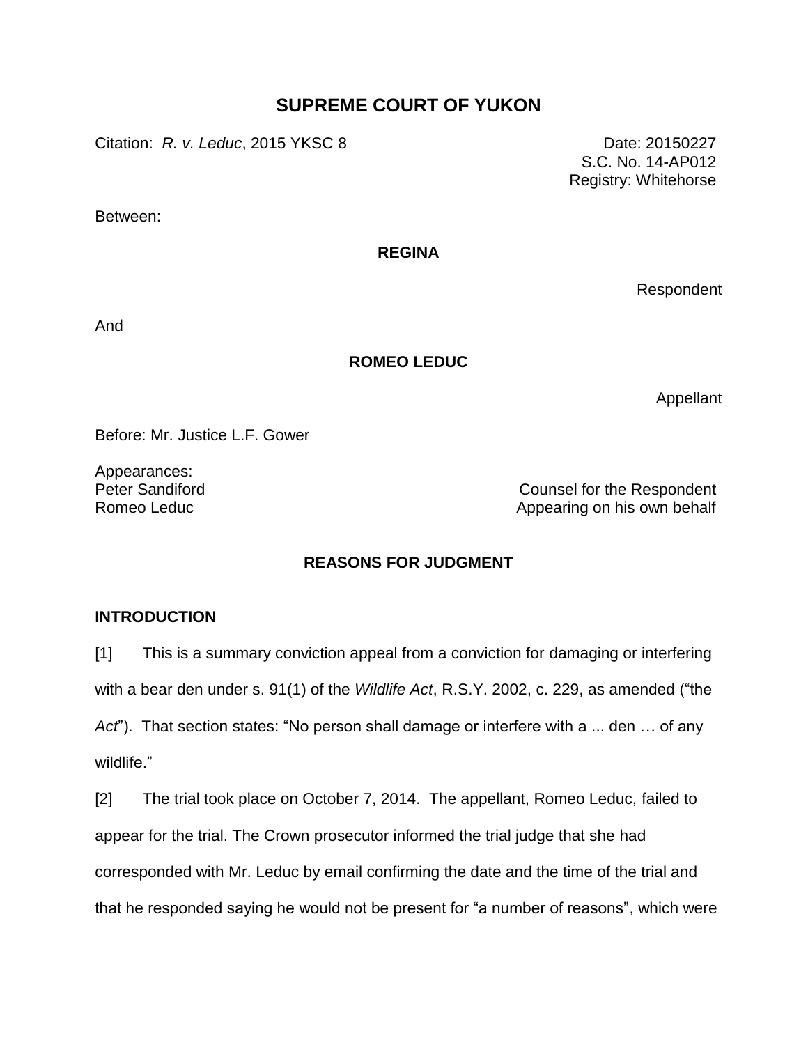# SUPREME COURT OF YUKON

Citation: *R. v. Leduc*, 2015 YKSC 8

Date: 20150227
S.C. No. 14-AP012
Registry: Whitehorse

Between:

**REGINA**

Respondent

And

**ROMEO LEDUC**

Appellant

Before: Mr. Justice L.F. Gower

Appearances:

Peter Sandiford — Counsel for the Respondent
Romeo Leduc — Appearing on his own behalf

## REASONS FOR JUDGMENT

### INTRODUCTION

[1] This is a summary conviction appeal from a conviction for damaging or interfering with a bear den under s. 91(1) of the *Wildlife Act*, R.S.Y. 2002, c. 229, as amended ("the *Act*"). That section states: "No person shall damage or interfere with a ... den … of any wildlife."

[2] The trial took place on October 7, 2014. The appellant, Romeo Leduc, failed to appear for the trial. The Crown prosecutor informed the trial judge that she had corresponded with Mr. Leduc by email confirming the date and the time of the trial and that he responded saying he would not be present for "a number of reasons", which were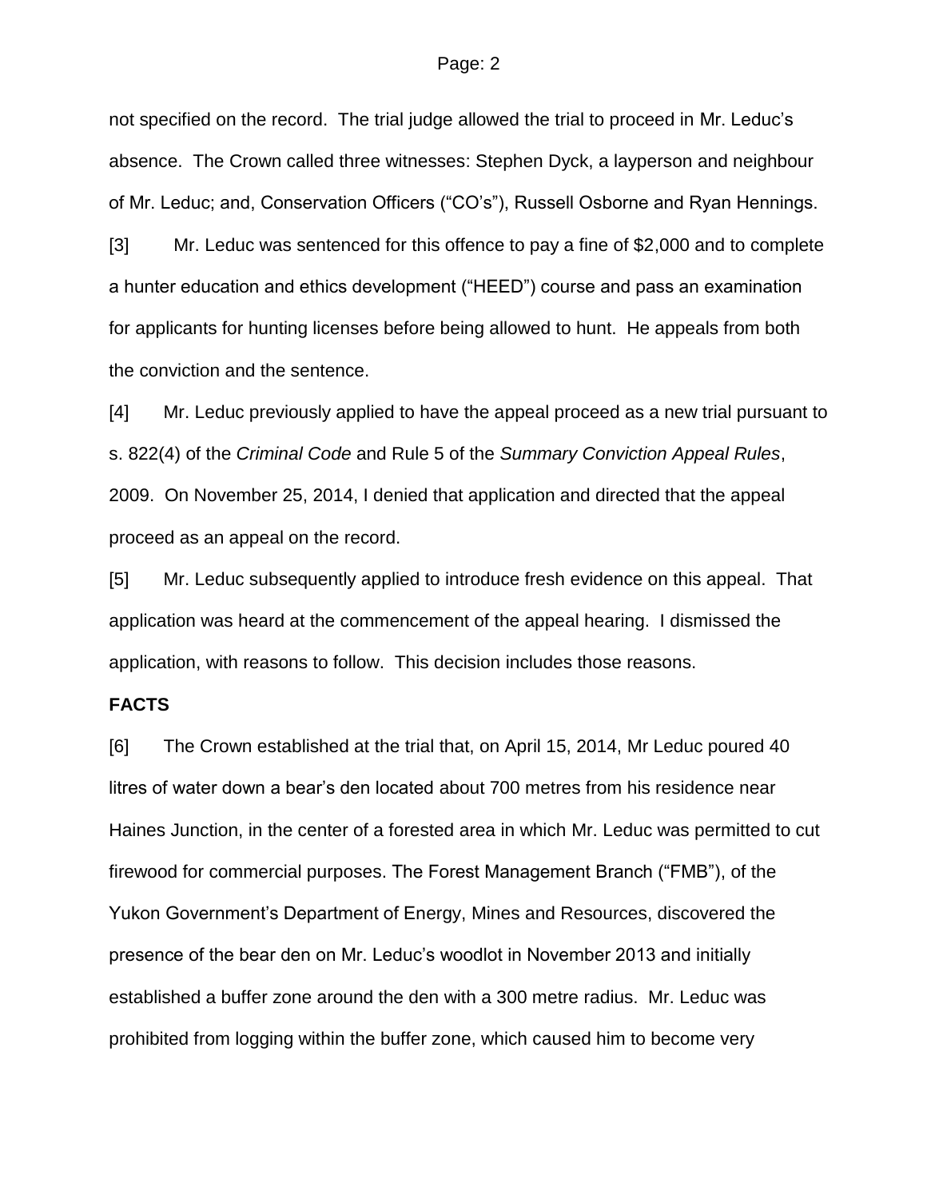not specified on the record. The trial judge allowed the trial to proceed in Mr. Leduc's absence. The Crown called three witnesses: Stephen Dyck, a layperson and neighbour of Mr. Leduc; and, Conservation Officers ("CO's"), Russell Osborne and Ryan Hennings.

[3] Mr. Leduc was sentenced for this offence to pay a fine of $2,000 and to complete a hunter education and ethics development ("HEED") course and pass an examination for applicants for hunting licenses before being allowed to hunt. He appeals from both the conviction and the sentence.

[4] Mr. Leduc previously applied to have the appeal proceed as a new trial pursuant to s. 822(4) of the *Criminal Code* and Rule 5 of the *Summary Conviction Appeal Rules*, 2009. On November 25, 2014, I denied that application and directed that the appeal proceed as an appeal on the record.

[5] Mr. Leduc subsequently applied to introduce fresh evidence on this appeal. That application was heard at the commencement of the appeal hearing. I dismissed the application, with reasons to follow. This decision includes those reasons.

**FACTS**

[6] The Crown established at the trial that, on April 15, 2014, Mr Leduc poured 40 litres of water down a bear's den located about 700 metres from his residence near Haines Junction, in the center of a forested area in which Mr. Leduc was permitted to cut firewood for commercial purposes. The Forest Management Branch ("FMB"), of the Yukon Government's Department of Energy, Mines and Resources, discovered the presence of the bear den on Mr. Leduc's woodlot in November 2013 and initially established a buffer zone around the den with a 300 metre radius. Mr. Leduc was prohibited from logging within the buffer zone, which caused him to become very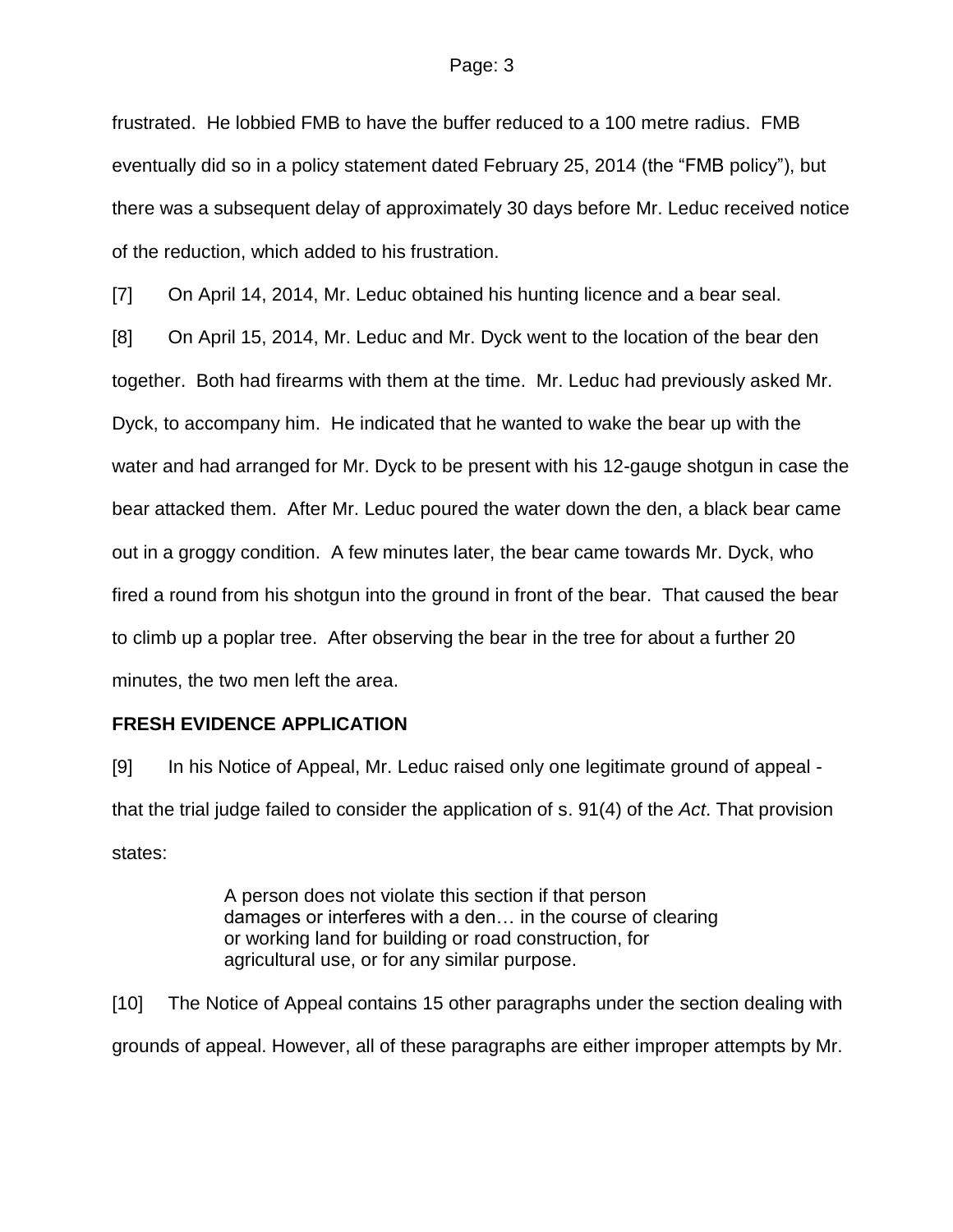frustrated. He lobbied FMB to have the buffer reduced to a 100 metre radius. FMB eventually did so in a policy statement dated February 25, 2014 (the “FMB policy”), but there was a subsequent delay of approximately 30 days before Mr. Leduc received notice of the reduction, which added to his frustration.

[7] On April 14, 2014, Mr. Leduc obtained his hunting licence and a bear seal.

[8] On April 15, 2014, Mr. Leduc and Mr. Dyck went to the location of the bear den together. Both had firearms with them at the time. Mr. Leduc had previously asked Mr. Dyck, to accompany him. He indicated that he wanted to wake the bear up with the water and had arranged for Mr. Dyck to be present with his 12-gauge shotgun in case the bear attacked them. After Mr. Leduc poured the water down the den, a black bear came out in a groggy condition. A few minutes later, the bear came towards Mr. Dyck, who fired a round from his shotgun into the ground in front of the bear. That caused the bear to climb up a poplar tree. After observing the bear in the tree for about a further 20 minutes, the two men left the area.

## FRESH EVIDENCE APPLICATION

[9] In his Notice of Appeal, Mr. Leduc raised only one legitimate ground of appeal - that the trial judge failed to consider the application of s. 91(4) of the *Act*. That provision states:

> A person does not violate this section if that person damages or interferes with a den… in the course of clearing or working land for building or road construction, for agricultural use, or for any similar purpose.

[10] The Notice of Appeal contains 15 other paragraphs under the section dealing with grounds of appeal. However, all of these paragraphs are either improper attempts by Mr.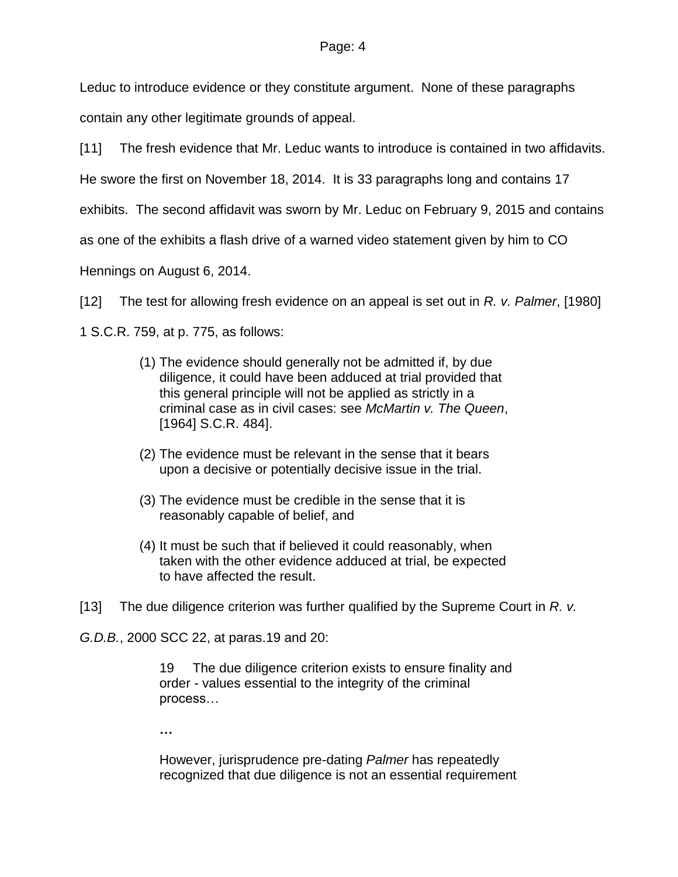Leduc to introduce evidence or they constitute argument. None of these paragraphs contain any other legitimate grounds of appeal.

[11] The fresh evidence that Mr. Leduc wants to introduce is contained in two affidavits. He swore the first on November 18, 2014. It is 33 paragraphs long and contains 17 exhibits. The second affidavit was sworn by Mr. Leduc on February 9, 2015 and contains as one of the exhibits a flash drive of a warned video statement given by him to CO Hennings on August 6, 2014.

[12] The test for allowing fresh evidence on an appeal is set out in *R. v. Palmer*, [1980] 1 S.C.R. 759, at p. 775, as follows:

> (1) The evidence should generally not be admitted if, by due diligence, it could have been adduced at trial provided that this general principle will not be applied as strictly in a criminal case as in civil cases: see *McMartin v. The Queen*, [1964] S.C.R. 484].
>
> (2) The evidence must be relevant in the sense that it bears upon a decisive or potentially decisive issue in the trial.
>
> (3) The evidence must be credible in the sense that it is reasonably capable of belief, and
>
> (4) It must be such that if believed it could reasonably, when taken with the other evidence adduced at trial, be expected to have affected the result.

[13] The due diligence criterion was further qualified by the Supreme Court in *R. v. G.D.B.*, 2000 SCC 22, at paras.19 and 20:

> 19 The due diligence criterion exists to ensure finality and order - values essential to the integrity of the criminal process…
>
> …
>
> However, jurisprudence pre-dating *Palmer* has repeatedly recognized that due diligence is not an essential requirement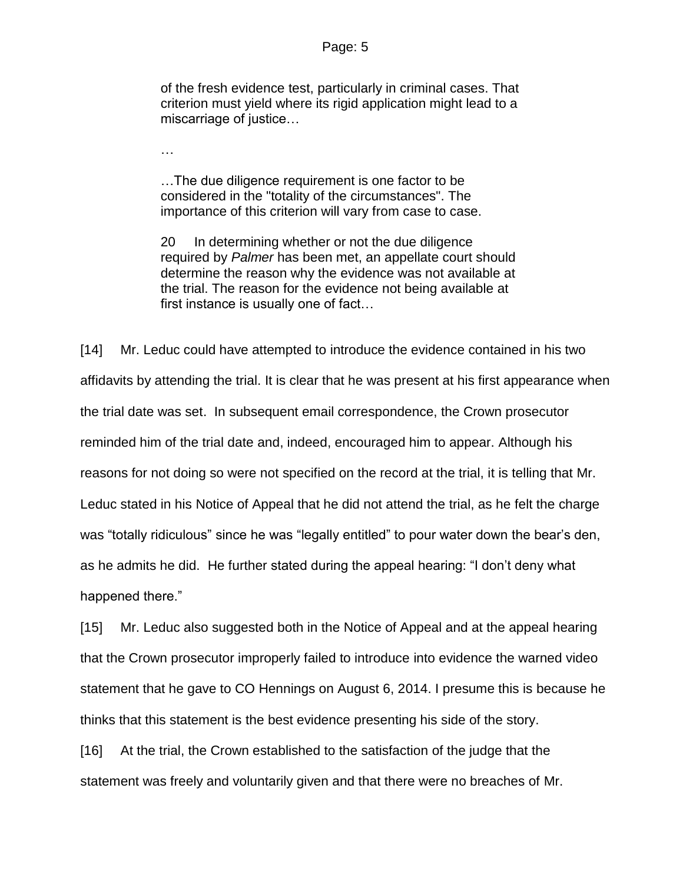> of the fresh evidence test, particularly in criminal cases. That criterion must yield where its rigid application might lead to a miscarriage of justice…
>
> …
>
> …The due diligence requirement is one factor to be considered in the "totality of the circumstances". The importance of this criterion will vary from case to case.
>
> 20 In determining whether or not the due diligence required by *Palmer* has been met, an appellate court should determine the reason why the evidence was not available at the trial. The reason for the evidence not being available at first instance is usually one of fact…

[14] Mr. Leduc could have attempted to introduce the evidence contained in his two affidavits by attending the trial. It is clear that he was present at his first appearance when the trial date was set. In subsequent email correspondence, the Crown prosecutor reminded him of the trial date and, indeed, encouraged him to appear. Although his reasons for not doing so were not specified on the record at the trial, it is telling that Mr. Leduc stated in his Notice of Appeal that he did not attend the trial, as he felt the charge was "totally ridiculous" since he was "legally entitled" to pour water down the bear's den, as he admits he did. He further stated during the appeal hearing: "I don't deny what happened there."

[15] Mr. Leduc also suggested both in the Notice of Appeal and at the appeal hearing that the Crown prosecutor improperly failed to introduce into evidence the warned video statement that he gave to CO Hennings on August 6, 2014. I presume this is because he thinks that this statement is the best evidence presenting his side of the story.

[16] At the trial, the Crown established to the satisfaction of the judge that the statement was freely and voluntarily given and that there were no breaches of Mr.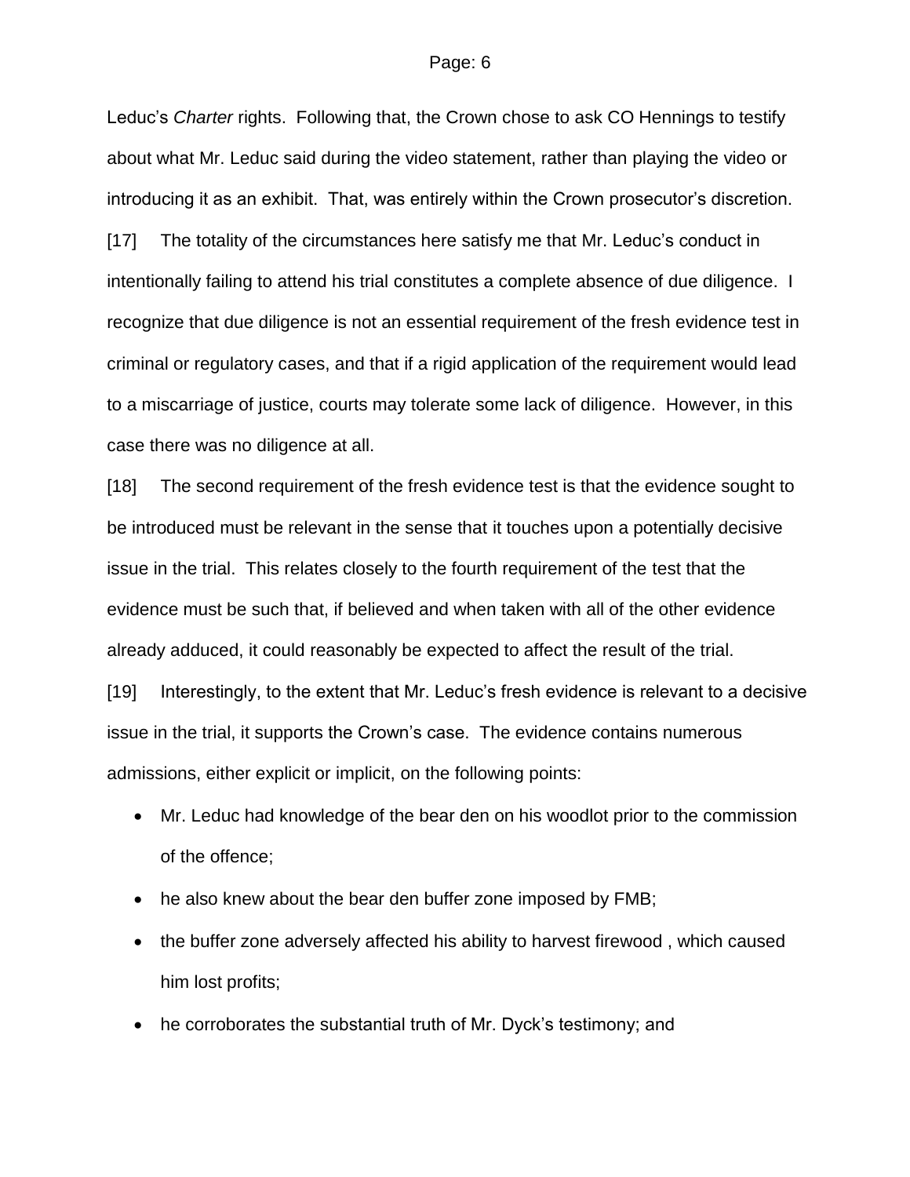Leduc's *Charter* rights. Following that, the Crown chose to ask CO Hennings to testify about what Mr. Leduc said during the video statement, rather than playing the video or introducing it as an exhibit. That, was entirely within the Crown prosecutor's discretion.

[17] The totality of the circumstances here satisfy me that Mr. Leduc's conduct in intentionally failing to attend his trial constitutes a complete absence of due diligence. I recognize that due diligence is not an essential requirement of the fresh evidence test in criminal or regulatory cases, and that if a rigid application of the requirement would lead to a miscarriage of justice, courts may tolerate some lack of diligence. However, in this case there was no diligence at all.

[18] The second requirement of the fresh evidence test is that the evidence sought to be introduced must be relevant in the sense that it touches upon a potentially decisive issue in the trial. This relates closely to the fourth requirement of the test that the evidence must be such that, if believed and when taken with all of the other evidence already adduced, it could reasonably be expected to affect the result of the trial.

[19] Interestingly, to the extent that Mr. Leduc's fresh evidence is relevant to a decisive issue in the trial, it supports the Crown's case. The evidence contains numerous admissions, either explicit or implicit, on the following points:

- Mr. Leduc had knowledge of the bear den on his woodlot prior to the commission of the offence;
- he also knew about the bear den buffer zone imposed by FMB;
- the buffer zone adversely affected his ability to harvest firewood , which caused him lost profits;
- he corroborates the substantial truth of Mr. Dyck's testimony; and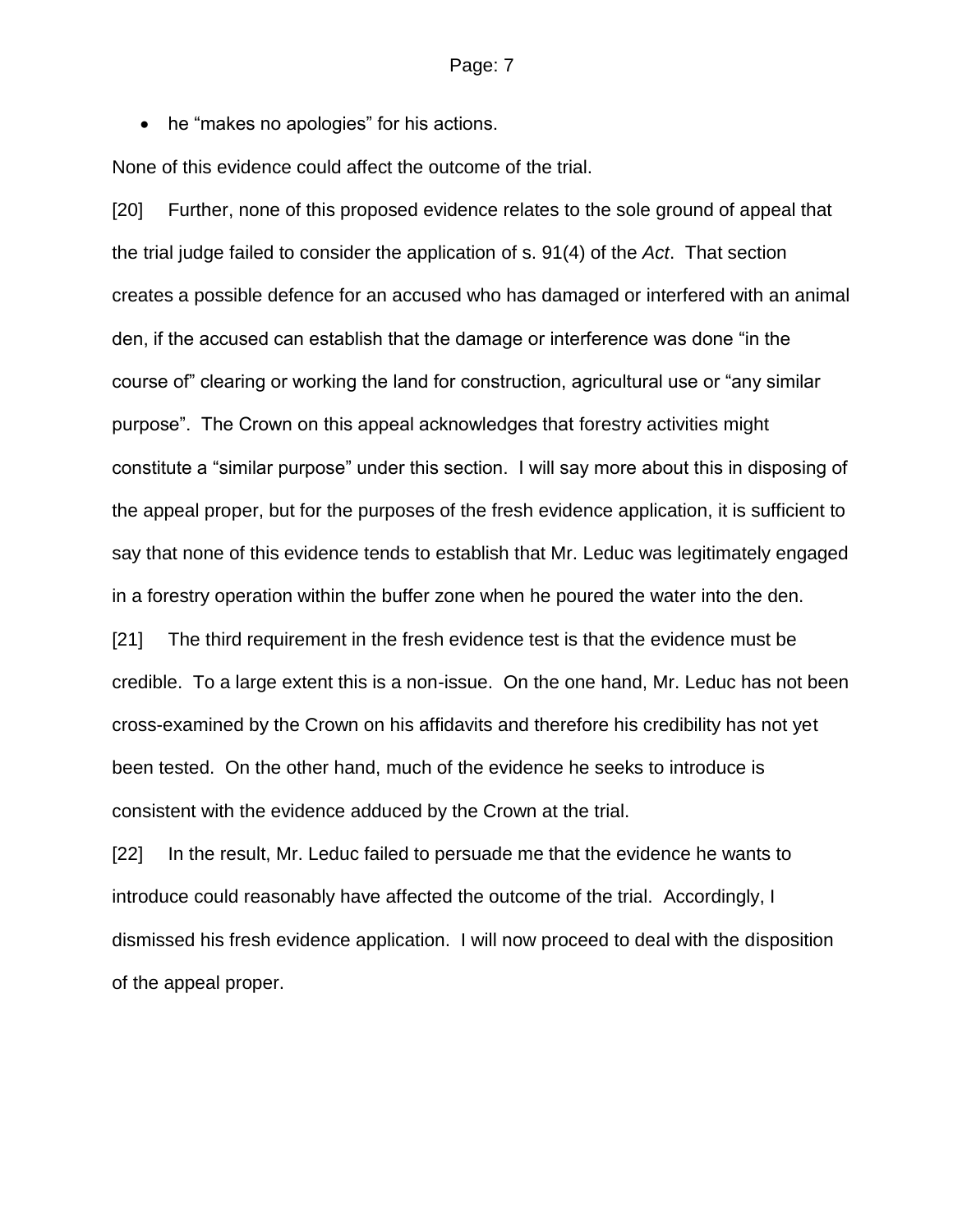- he "makes no apologies" for his actions.

None of this evidence could affect the outcome of the trial.

[20] Further, none of this proposed evidence relates to the sole ground of appeal that the trial judge failed to consider the application of s. 91(4) of the *Act*. That section creates a possible defence for an accused who has damaged or interfered with an animal den, if the accused can establish that the damage or interference was done "in the course of" clearing or working the land for construction, agricultural use or "any similar purpose". The Crown on this appeal acknowledges that forestry activities might constitute a "similar purpose" under this section. I will say more about this in disposing of the appeal proper, but for the purposes of the fresh evidence application, it is sufficient to say that none of this evidence tends to establish that Mr. Leduc was legitimately engaged in a forestry operation within the buffer zone when he poured the water into the den.

[21] The third requirement in the fresh evidence test is that the evidence must be credible. To a large extent this is a non-issue. On the one hand, Mr. Leduc has not been cross-examined by the Crown on his affidavits and therefore his credibility has not yet been tested. On the other hand, much of the evidence he seeks to introduce is consistent with the evidence adduced by the Crown at the trial.

[22] In the result, Mr. Leduc failed to persuade me that the evidence he wants to introduce could reasonably have affected the outcome of the trial. Accordingly, I dismissed his fresh evidence application. I will now proceed to deal with the disposition of the appeal proper.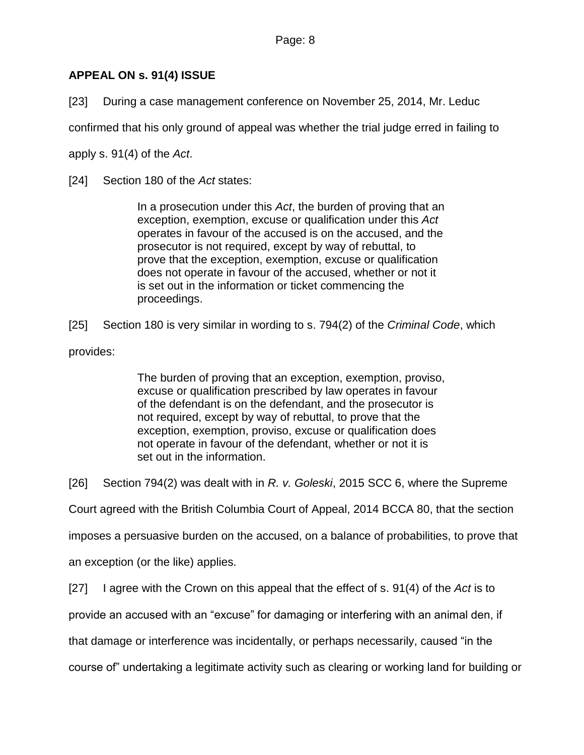## APPEAL ON s. 91(4) ISSUE

[23] During a case management conference on November 25, 2014, Mr. Leduc confirmed that his only ground of appeal was whether the trial judge erred in failing to apply s. 91(4) of the *Act*.

[24] Section 180 of the *Act* states:

> In a prosecution under this *Act*, the burden of proving that an exception, exemption, excuse or qualification under this *Act* operates in favour of the accused is on the accused, and the prosecutor is not required, except by way of rebuttal, to prove that the exception, exemption, excuse or qualification does not operate in favour of the accused, whether or not it is set out in the information or ticket commencing the proceedings.

[25] Section 180 is very similar in wording to s. 794(2) of the *Criminal Code*, which provides:

> The burden of proving that an exception, exemption, proviso, excuse or qualification prescribed by law operates in favour of the defendant is on the defendant, and the prosecutor is not required, except by way of rebuttal, to prove that the exception, exemption, proviso, excuse or qualification does not operate in favour of the defendant, whether or not it is set out in the information.

[26] Section 794(2) was dealt with in *R. v. Goleski*, 2015 SCC 6, where the Supreme Court agreed with the British Columbia Court of Appeal, 2014 BCCA 80, that the section imposes a persuasive burden on the accused, on a balance of probabilities, to prove that an exception (or the like) applies.

[27] I agree with the Crown on this appeal that the effect of s. 91(4) of the *Act* is to provide an accused with an "excuse" for damaging or interfering with an animal den, if that damage or interference was incidentally, or perhaps necessarily, caused "in the course of" undertaking a legitimate activity such as clearing or working land for building or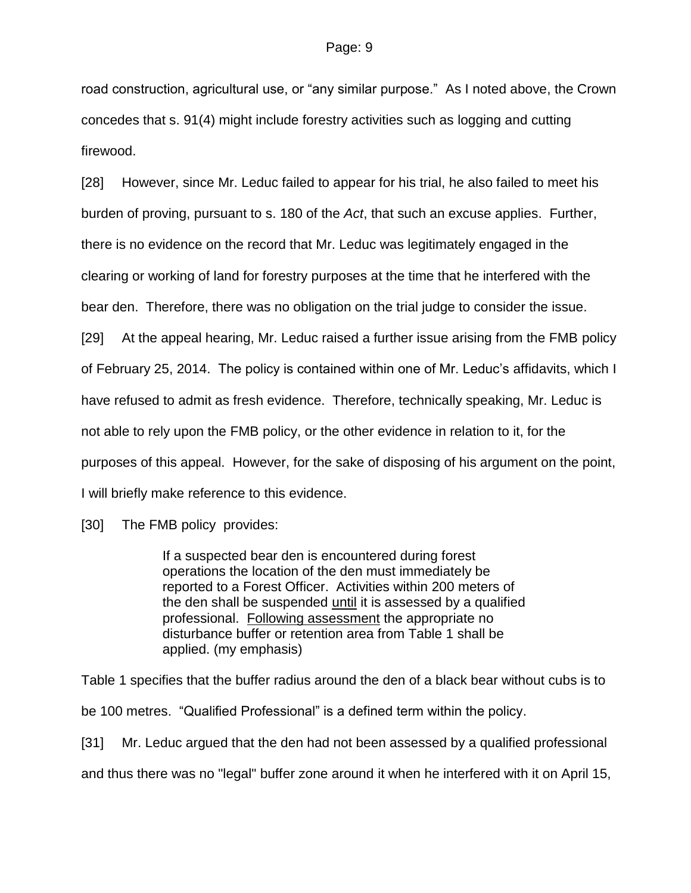road construction, agricultural use, or "any similar purpose." As I noted above, the Crown concedes that s. 91(4) might include forestry activities such as logging and cutting firewood.

[28] However, since Mr. Leduc failed to appear for his trial, he also failed to meet his burden of proving, pursuant to s. 180 of the *Act*, that such an excuse applies. Further, there is no evidence on the record that Mr. Leduc was legitimately engaged in the clearing or working of land for forestry purposes at the time that he interfered with the bear den. Therefore, there was no obligation on the trial judge to consider the issue.

[29] At the appeal hearing, Mr. Leduc raised a further issue arising from the FMB policy of February 25, 2014. The policy is contained within one of Mr. Leduc's affidavits, which I have refused to admit as fresh evidence. Therefore, technically speaking, Mr. Leduc is not able to rely upon the FMB policy, or the other evidence in relation to it, for the purposes of this appeal. However, for the sake of disposing of his argument on the point, I will briefly make reference to this evidence.

[30] The FMB policy provides:

> If a suspected bear den is encountered during forest operations the location of the den must immediately be reported to a Forest Officer. Activities within 200 meters of the den shall be suspended <u>until</u> it is assessed by a qualified professional. <u>Following assessment</u> the appropriate no disturbance buffer or retention area from Table 1 shall be applied. (my emphasis)

Table 1 specifies that the buffer radius around the den of a black bear without cubs is to be 100 metres. "Qualified Professional" is a defined term within the policy.

[31] Mr. Leduc argued that the den had not been assessed by a qualified professional and thus there was no "legal" buffer zone around it when he interfered with it on April 15,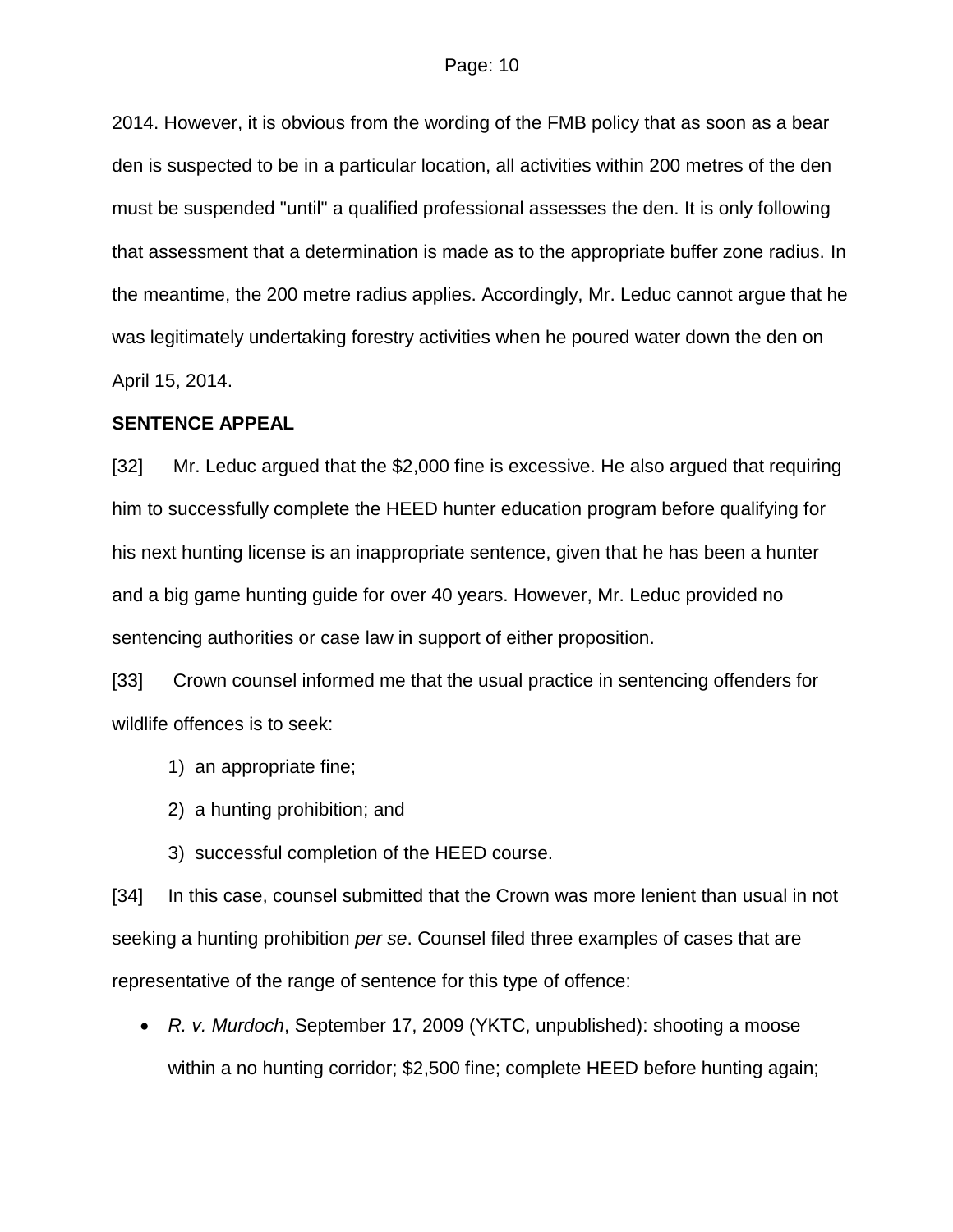2014. However, it is obvious from the wording of the FMB policy that as soon as a bear den is suspected to be in a particular location, all activities within 200 metres of the den must be suspended "until" a qualified professional assesses the den. It is only following that assessment that a determination is made as to the appropriate buffer zone radius. In the meantime, the 200 metre radius applies. Accordingly, Mr. Leduc cannot argue that he was legitimately undertaking forestry activities when he poured water down the den on April 15, 2014.

**SENTENCE APPEAL**

[32] Mr. Leduc argued that the $2,000 fine is excessive. He also argued that requiring him to successfully complete the HEED hunter education program before qualifying for his next hunting license is an inappropriate sentence, given that he has been a hunter and a big game hunting guide for over 40 years. However, Mr. Leduc provided no sentencing authorities or case law in support of either proposition.

[33] Crown counsel informed me that the usual practice in sentencing offenders for wildlife offences is to seek:

1) an appropriate fine;
2) a hunting prohibition; and
3) successful completion of the HEED course.

[34] In this case, counsel submitted that the Crown was more lenient than usual in not seeking a hunting prohibition *per se*. Counsel filed three examples of cases that are representative of the range of sentence for this type of offence:

- *R. v. Murdoch*, September 17, 2009 (YKTC, unpublished): shooting a moose within a no hunting corridor; $2,500 fine; complete HEED before hunting again;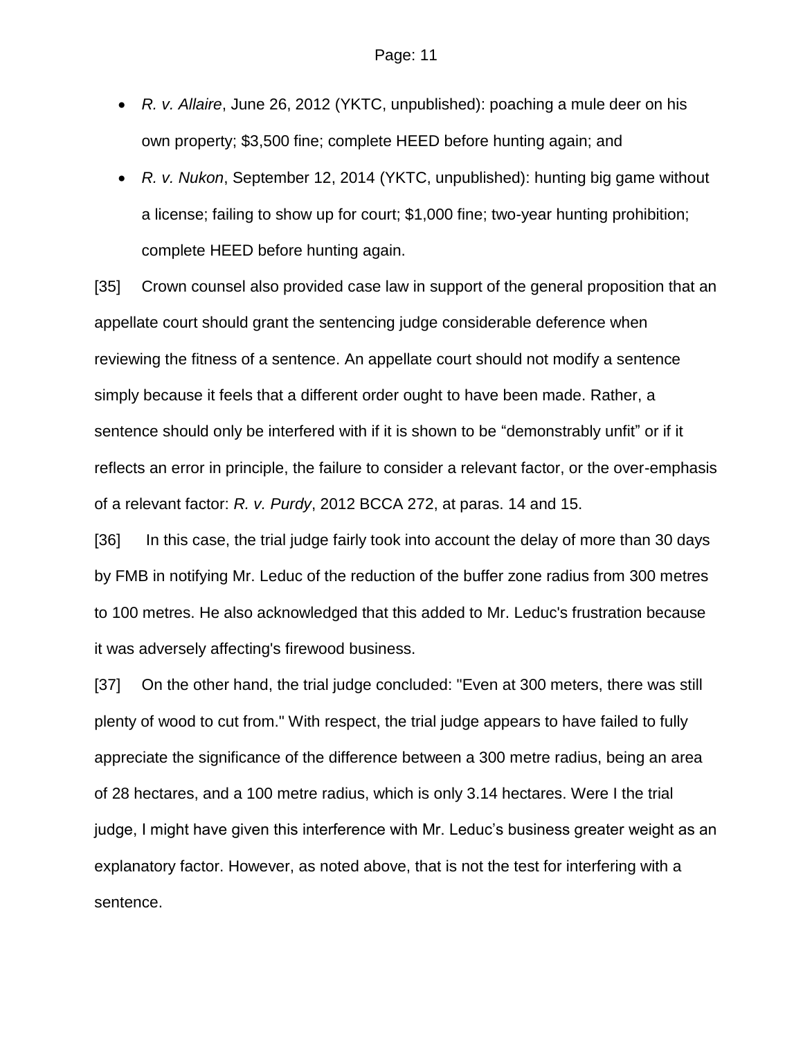- *R. v. Allaire*, June 26, 2012 (YKTC, unpublished): poaching a mule deer on his own property; $3,500 fine; complete HEED before hunting again; and
- *R. v. Nukon*, September 12, 2014 (YKTC, unpublished): hunting big game without a license; failing to show up for court; $1,000 fine; two-year hunting prohibition; complete HEED before hunting again.

[35] Crown counsel also provided case law in support of the general proposition that an appellate court should grant the sentencing judge considerable deference when reviewing the fitness of a sentence. An appellate court should not modify a sentence simply because it feels that a different order ought to have been made. Rather, a sentence should only be interfered with if it is shown to be "demonstrably unfit" or if it reflects an error in principle, the failure to consider a relevant factor, or the over-emphasis of a relevant factor: *R. v. Purdy*, 2012 BCCA 272, at paras. 14 and 15.

[36] In this case, the trial judge fairly took into account the delay of more than 30 days by FMB in notifying Mr. Leduc of the reduction of the buffer zone radius from 300 metres to 100 metres. He also acknowledged that this added to Mr. Leduc's frustration because it was adversely affecting's firewood business.

[37] On the other hand, the trial judge concluded: "Even at 300 meters, there was still plenty of wood to cut from." With respect, the trial judge appears to have failed to fully appreciate the significance of the difference between a 300 metre radius, being an area of 28 hectares, and a 100 metre radius, which is only 3.14 hectares. Were I the trial judge, I might have given this interference with Mr. Leduc's business greater weight as an explanatory factor. However, as noted above, that is not the test for interfering with a sentence.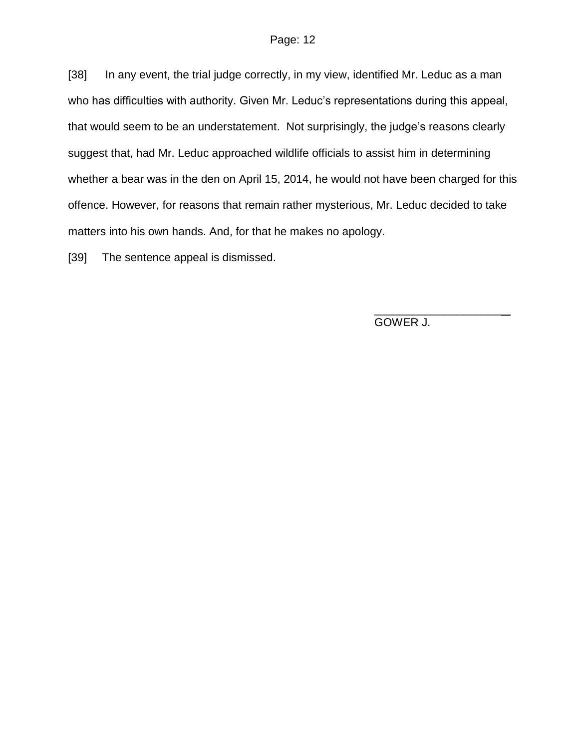[38] In any event, the trial judge correctly, in my view, identified Mr. Leduc as a man who has difficulties with authority. Given Mr. Leduc's representations during this appeal, that would seem to be an understatement. Not surprisingly, the judge's reasons clearly suggest that, had Mr. Leduc approached wildlife officials to assist him in determining whether a bear was in the den on April 15, 2014, he would not have been charged for this offence. However, for reasons that remain rather mysterious, Mr. Leduc decided to take matters into his own hands. And, for that he makes no apology.

[39] The sentence appeal is dismissed.

_____________________

GOWER J.